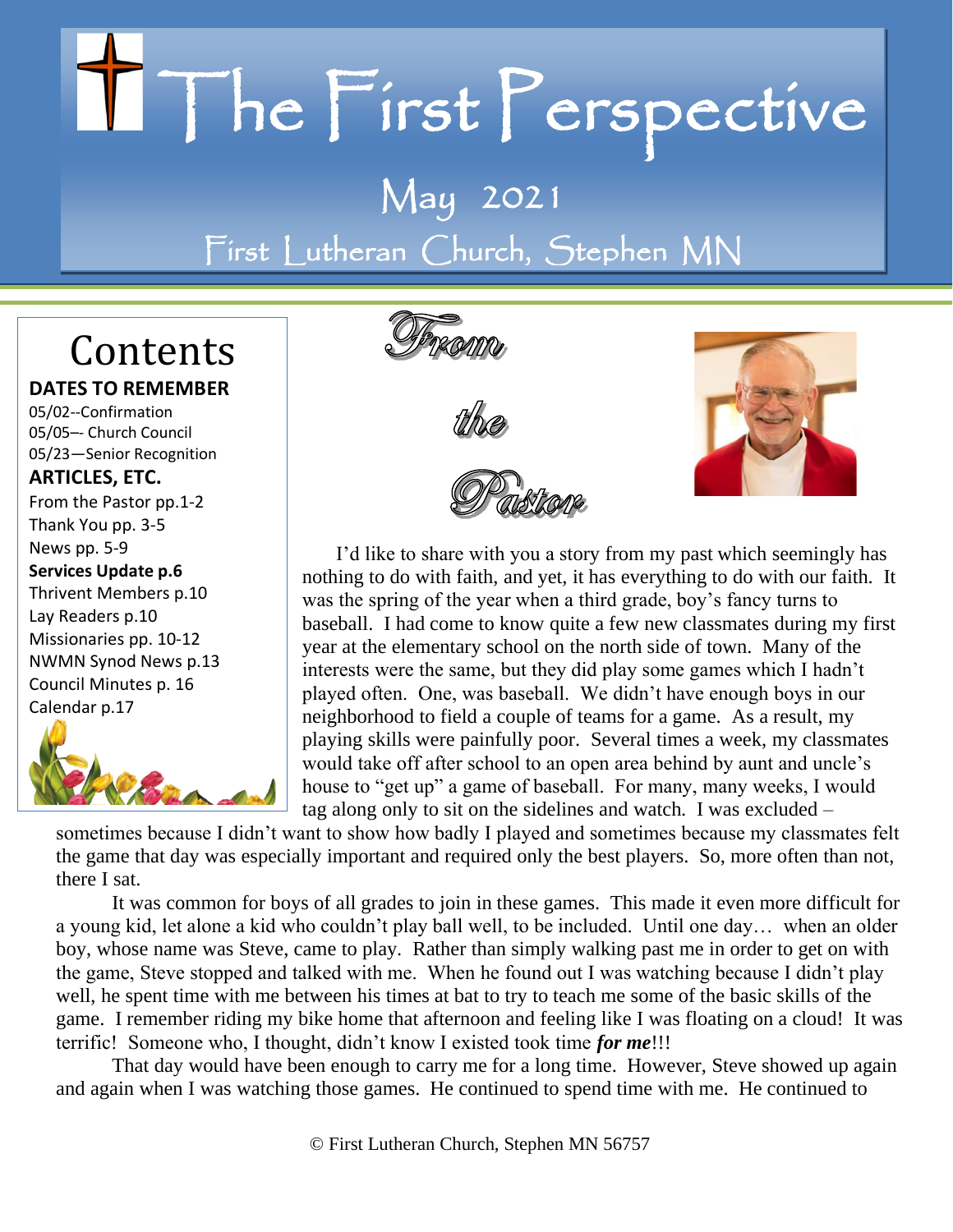# The First Perspective

## May 2021

## First Lutheran Church, Stephen MN

## Contents

**DATES TO REMEMBER**

05/02--Confirmation
05/05–- Church Council
05/23—Senior Recognition

**ARTICLES, ETC.**

From the Pastor pp.1-2
Thank You pp. 3-5
News pp. 5-9
**Services Update p.6**
Thrivent Members p.10
Lay Readers p.10
Missionaries pp. 10-12
NWMN Synod News p.13
Council Minutes p. 16
Calendar p.17

## From the Pastor

I'd like to share with you a story from my past which seemingly has nothing to do with faith, and yet, it has everything to do with our faith. It was the spring of the year when a third grade, boy's fancy turns to baseball. I had come to know quite a few new classmates during my first year at the elementary school on the north side of town. Many of the interests were the same, but they did play some games which I hadn't played often. One, was baseball. We didn't have enough boys in our neighborhood to field a couple of teams for a game. As a result, my playing skills were painfully poor. Several times a week, my classmates would take off after school to an open area behind by aunt and uncle's house to "get up" a game of baseball. For many, many weeks, I would tag along only to sit on the sidelines and watch. I was excluded – sometimes because I didn't want to show how badly I played and sometimes because my classmates felt the game that day was especially important and required only the best players. So, more often than not, there I sat.

It was common for boys of all grades to join in these games. This made it even more difficult for a young kid, let alone a kid who couldn't play ball well, to be included. Until one day… when an older boy, whose name was Steve, came to play. Rather than simply walking past me in order to get on with the game, Steve stopped and talked with me. When he found out I was watching because I didn't play well, he spent time with me between his times at bat to try to teach me some of the basic skills of the game. I remember riding my bike home that afternoon and feeling like I was floating on a cloud! It was terrific! Someone who, I thought, didn't know I existed took time ***for me***!!!

That day would have been enough to carry me for a long time. However, Steve showed up again and again when I was watching those games. He continued to spend time with me. He continued to

© First Lutheran Church, Stephen MN 56757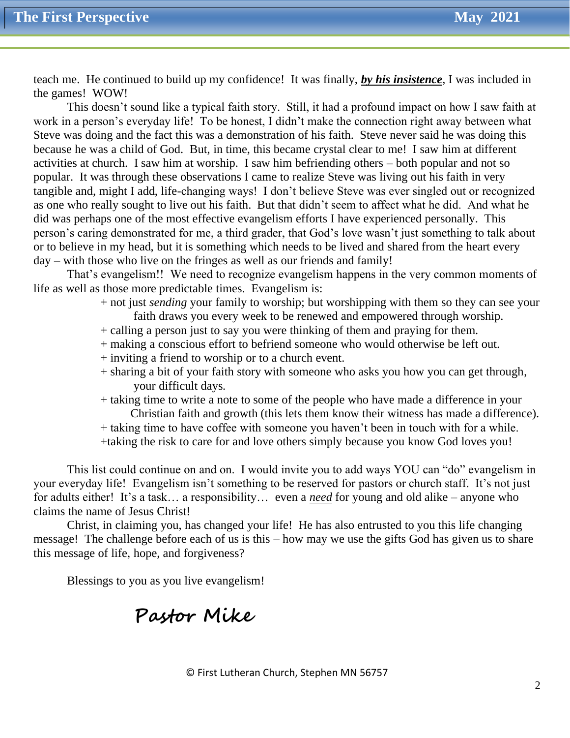teach me. He continued to build up my confidence! It was finally, ***by his insistence***, I was included in the games! WOW!

This doesn't sound like a typical faith story. Still, it had a profound impact on how I saw faith at work in a person's everyday life! To be honest, I didn't make the connection right away between what Steve was doing and the fact this was a demonstration of his faith. Steve never said he was doing this because he was a child of God. But, in time, this became crystal clear to me! I saw him at different activities at church. I saw him at worship. I saw him befriending others – both popular and not so popular. It was through these observations I came to realize Steve was living out his faith in very tangible and, might I add, life-changing ways! I don't believe Steve was ever singled out or recognized as one who really sought to live out his faith. But that didn't seem to affect what he did. And what he did was perhaps one of the most effective evangelism efforts I have experienced personally. This person's caring demonstrated for me, a third grader, that God's love wasn't just something to talk about or to believe in my head, but it is something which needs to be lived and shared from the heart every day – with those who live on the fringes as well as our friends and family!

That's evangelism!! We need to recognize evangelism happens in the very common moments of life as well as those more predictable times. Evangelism is:

+ not just *sending* your family to worship; but worshipping with them so they can see your faith draws you every week to be renewed and empowered through worship.
+ calling a person just to say you were thinking of them and praying for them.
+ making a conscious effort to befriend someone who would otherwise be left out.
+ inviting a friend to worship or to a church event.
+ sharing a bit of your faith story with someone who asks you how you can get through, your difficult days.
+ taking time to write a note to some of the people who have made a difference in your Christian faith and growth (this lets them know their witness has made a difference).
+ taking time to have coffee with someone you haven't been in touch with for a while.
+taking the risk to care for and love others simply because you know God loves you!

This list could continue on and on. I would invite you to add ways YOU can "do" evangelism in your everyday life! Evangelism isn't something to be reserved for pastors or church staff. It's not just for adults either! It's a task… a responsibility… even a <u>*need*</u> for young and old alike – anyone who claims the name of Jesus Christ!

Christ, in claiming you, has changed your life! He has also entrusted to you this life changing message! The challenge before each of us is this – how may we use the gifts God has given us to share this message of life, hope, and forgiveness?

Blessings to you as you live evangelism!

**Pastor Mike**

© First Lutheran Church, Stephen MN 56757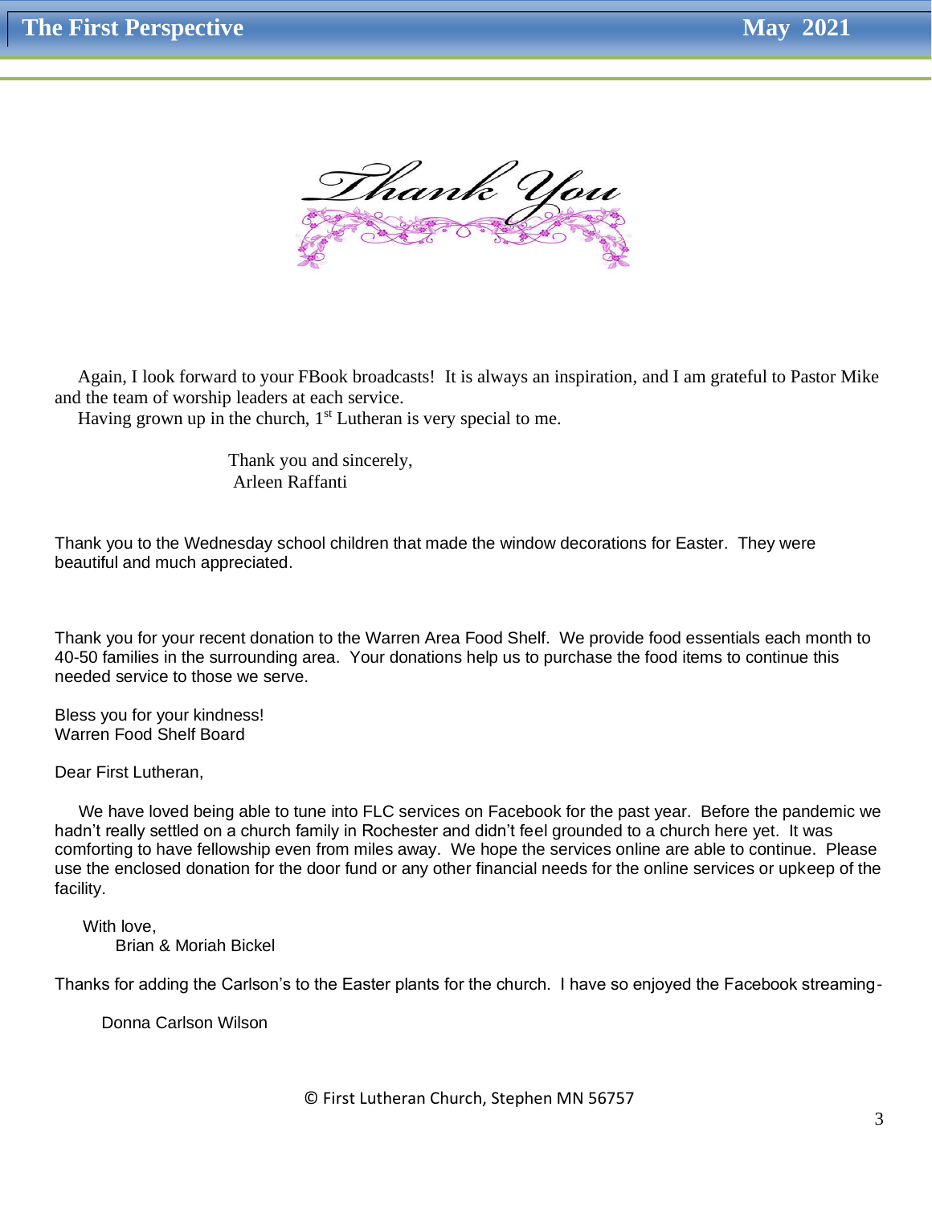# Thank You

Again, I look forward to your FBook broadcasts! It is always an inspiration, and I am grateful to Pastor Mike and the team of worship leaders at each service.

Having grown up in the church, 1st Lutheran is very special to me.

Thank you and sincerely,
Arleen Raffanti

Thank you to the Wednesday school children that made the window decorations for Easter. They were beautiful and much appreciated.

Thank you for your recent donation to the Warren Area Food Shelf. We provide food essentials each month to 40-50 families in the surrounding area. Your donations help us to purchase the food items to continue this needed service to those we serve.

Bless you for your kindness!
Warren Food Shelf Board

Dear First Lutheran,

We have loved being able to tune into FLC services on Facebook for the past year. Before the pandemic we hadn't really settled on a church family in Rochester and didn't feel grounded to a church here yet. It was comforting to have fellowship even from miles away. We hope the services online are able to continue. Please use the enclosed donation for the door fund or any other financial needs for the online services or upkeep of the facility.

With love,
Brian & Moriah Bickel

Thanks for adding the Carlson's to the Easter plants for the church. I have so enjoyed the Facebook streaming-

Donna Carlson Wilson

© First Lutheran Church, Stephen MN 56757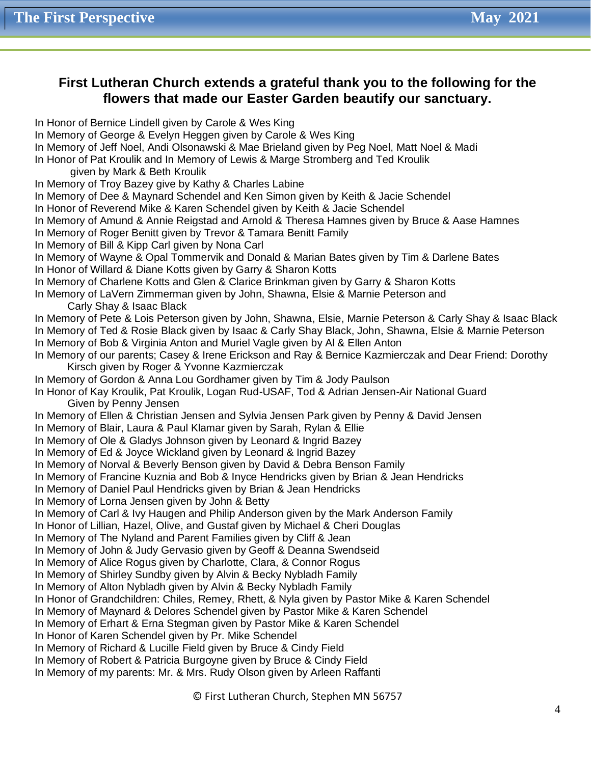## First Lutheran Church extends a grateful thank you to the following for the flowers that made our Easter Garden beautify our sanctuary.

In Honor of Bernice Lindell given by Carole & Wes King
In Memory of George & Evelyn Heggen given by Carole & Wes King
In Memory of Jeff Noel, Andi Olsonawski & Mae Brieland given by Peg Noel, Matt Noel & Madi
In Honor of Pat Kroulik and In Memory of Lewis & Marge Stromberg and Ted Kroulik
given by Mark & Beth Kroulik
In Memory of Troy Bazey give by Kathy & Charles Labine
In Memory of Dee & Maynard Schendel and Ken Simon given by Keith & Jacie Schendel
In Honor of Reverend Mike & Karen Schendel given by Keith & Jacie Schendel
In Memory of Amund & Annie Reigstad and Arnold & Theresa Hamnes given by Bruce & Aase Hamnes
In Memory of Roger Benitt given by Trevor & Tamara Benitt Family
In Memory of Bill & Kipp Carl given by Nona Carl
In Memory of Wayne & Opal Tommervik and Donald & Marian Bates given by Tim & Darlene Bates
In Honor of Willard & Diane Kotts given by Garry & Sharon Kotts
In Memory of Charlene Kotts and Glen & Clarice Brinkman given by Garry & Sharon Kotts
In Memory of LaVern Zimmerman given by John, Shawna, Elsie & Marnie Peterson and
Carly Shay & Isaac Black
In Memory of Pete & Lois Peterson given by John, Shawna, Elsie, Marnie Peterson & Carly Shay & Isaac Black
In Memory of Ted & Rosie Black given by Isaac & Carly Shay Black, John, Shawna, Elsie & Marnie Peterson
In Memory of Bob & Virginia Anton and Muriel Vagle given by Al & Ellen Anton
In Memory of our parents; Casey & Irene Erickson and Ray & Bernice Kazmierczak and Dear Friend: Dorothy
Kirsch given by Roger & Yvonne Kazmierczak
In Memory of Gordon & Anna Lou Gordhamer given by Tim & Jody Paulson
In Honor of Kay Kroulik, Pat Kroulik, Logan Rud-USAF, Tod & Adrian Jensen-Air National Guard
Given by Penny Jensen
In Memory of Ellen & Christian Jensen and Sylvia Jensen Park given by Penny & David Jensen
In Memory of Blair, Laura & Paul Klamar given by Sarah, Rylan & Ellie
In Memory of Ole & Gladys Johnson given by Leonard & Ingrid Bazey
In Memory of Ed & Joyce Wickland given by Leonard & Ingrid Bazey
In Memory of Norval & Beverly Benson given by David & Debra Benson Family
In Memory of Francine Kuznia and Bob & Inyce Hendricks given by Brian & Jean Hendricks
In Memory of Daniel Paul Hendricks given by Brian & Jean Hendricks
In Memory of Lorna Jensen given by John & Betty
In Memory of Carl & Ivy Haugen and Philip Anderson given by the Mark Anderson Family
In Honor of Lillian, Hazel, Olive, and Gustaf given by Michael & Cheri Douglas
In Memory of The Nyland and Parent Families given by Cliff & Jean
In Memory of John & Judy Gervasio given by Geoff & Deanna Swendseid
In Memory of Alice Rogus given by Charlotte, Clara, & Connor Rogus
In Memory of Shirley Sundby given by Alvin & Becky Nybladh Family
In Memory of Alton Nybladh given by Alvin & Becky Nybladh Family
In Honor of Grandchildren: Chiles, Remey, Rhett, & Nyla given by Pastor Mike & Karen Schendel
In Memory of Maynard & Delores Schendel given by Pastor Mike & Karen Schendel
In Memory of Erhart & Erna Stegman given by Pastor Mike & Karen Schendel
In Honor of Karen Schendel given by Pr. Mike Schendel
In Memory of Richard & Lucille Field given by Bruce & Cindy Field
In Memory of Robert & Patricia Burgoyne given by Bruce & Cindy Field
In Memory of my parents: Mr. & Mrs. Rudy Olson given by Arleen Raffanti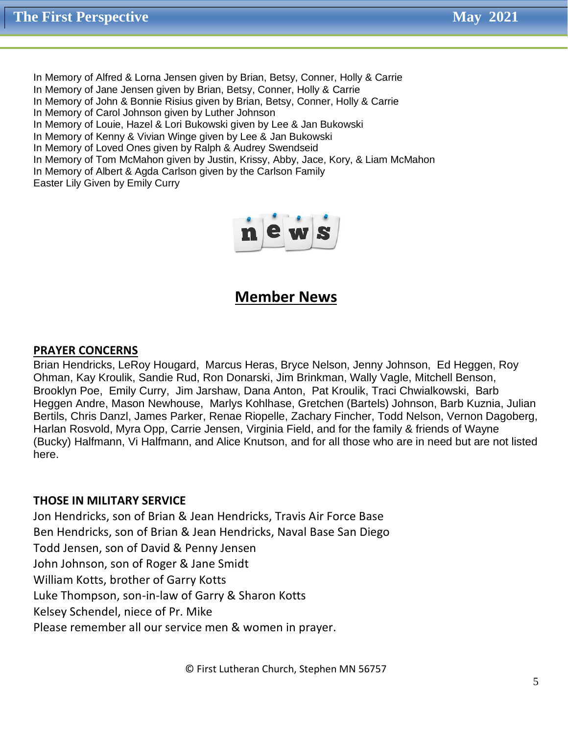In Memory of Alfred & Lorna Jensen given by Brian, Betsy, Conner, Holly & Carrie
In Memory of Jane Jensen given by Brian, Betsy, Conner, Holly & Carrie
In Memory of John & Bonnie Risius given by Brian, Betsy, Conner, Holly & Carrie
In Memory of Carol Johnson given by Luther Johnson
In Memory of Louie, Hazel & Lori Bukowski given by Lee & Jan Bukowski
In Memory of Kenny & Vivian Winge given by Lee & Jan Bukowski
In Memory of Loved Ones given by Ralph & Audrey Swendseid
In Memory of Tom McMahon given by Justin, Krissy, Abby, Jace, Kory, & Liam McMahon
In Memory of Albert & Agda Carlson given by the Carlson Family
Easter Lily Given by Emily Curry

## Member News

**PRAYER CONCERNS**

Brian Hendricks, LeRoy Hougard, Marcus Heras, Bryce Nelson, Jenny Johnson, Ed Heggen, Roy Ohman, Kay Kroulik, Sandie Rud, Ron Donarski, Jim Brinkman, Wally Vagle, Mitchell Benson, Brooklyn Poe, Emily Curry, Jim Jarshaw, Dana Anton, Pat Kroulik, Traci Chwialkowski, Barb Heggen Andre, Mason Newhouse, Marlys Kohlhase, Gretchen (Bartels) Johnson, Barb Kuznia, Julian Bertils, Chris Danzl, James Parker, Renae Riopelle, Zachary Fincher, Todd Nelson, Vernon Dagoberg, Harlan Rosvold, Myra Opp, Carrie Jensen, Virginia Field, and for the family & friends of Wayne (Bucky) Halfmann, Vi Halfmann, and Alice Knutson, and for all those who are in need but are not listed here.

**THOSE IN MILITARY SERVICE**

Jon Hendricks, son of Brian & Jean Hendricks, Travis Air Force Base
Ben Hendricks, son of Brian & Jean Hendricks, Naval Base San Diego
Todd Jensen, son of David & Penny Jensen
John Johnson, son of Roger & Jane Smidt
William Kotts, brother of Garry Kotts
Luke Thompson, son-in-law of Garry & Sharon Kotts
Kelsey Schendel, niece of Pr. Mike
Please remember all our service men & women in prayer.

© First Lutheran Church, Stephen MN 56757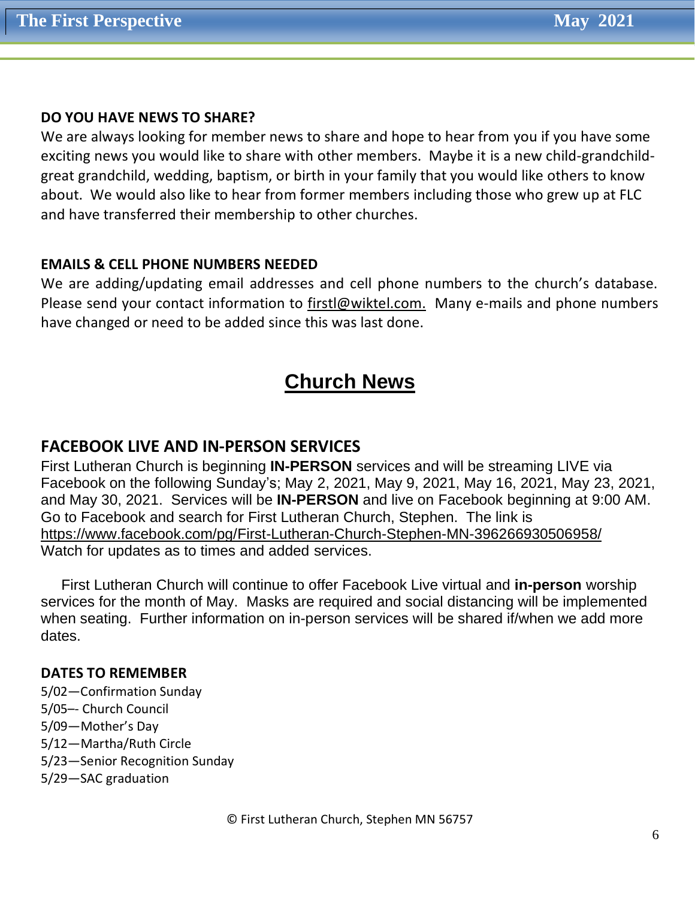**DO YOU HAVE NEWS TO SHARE?**

We are always looking for member news to share and hope to hear from you if you have some exciting news you would like to share with other members. Maybe it is a new child-grandchild-great grandchild, wedding, baptism, or birth in your family that you would like others to know about. We would also like to hear from former members including those who grew up at FLC and have transferred their membership to other churches.

**EMAILS & CELL PHONE NUMBERS NEEDED**

We are adding/updating email addresses and cell phone numbers to the church's database. Please send your contact information to firstl@wiktel.com. Many e-mails and phone numbers have changed or need to be added since this was last done.

# Church News

## FACEBOOK LIVE AND IN-PERSON SERVICES

First Lutheran Church is beginning **IN-PERSON** services and will be streaming LIVE via Facebook on the following Sunday's; May 2, 2021, May 9, 2021, May 16, 2021, May 23, 2021, and May 30, 2021. Services will be **IN-PERSON** and live on Facebook beginning at 9:00 AM. Go to Facebook and search for First Lutheran Church, Stephen. The link is https://www.facebook.com/pg/First-Lutheran-Church-Stephen-MN-396266930506958/ Watch for updates as to times and added services.

First Lutheran Church will continue to offer Facebook Live virtual and **in-person** worship services for the month of May. Masks are required and social distancing will be implemented when seating. Further information on in-person services will be shared if/when we add more dates.

**DATES TO REMEMBER**

5/02—Confirmation Sunday
5/05–- Church Council
5/09—Mother's Day
5/12—Martha/Ruth Circle
5/23—Senior Recognition Sunday
5/29—SAC graduation

© First Lutheran Church, Stephen MN 56757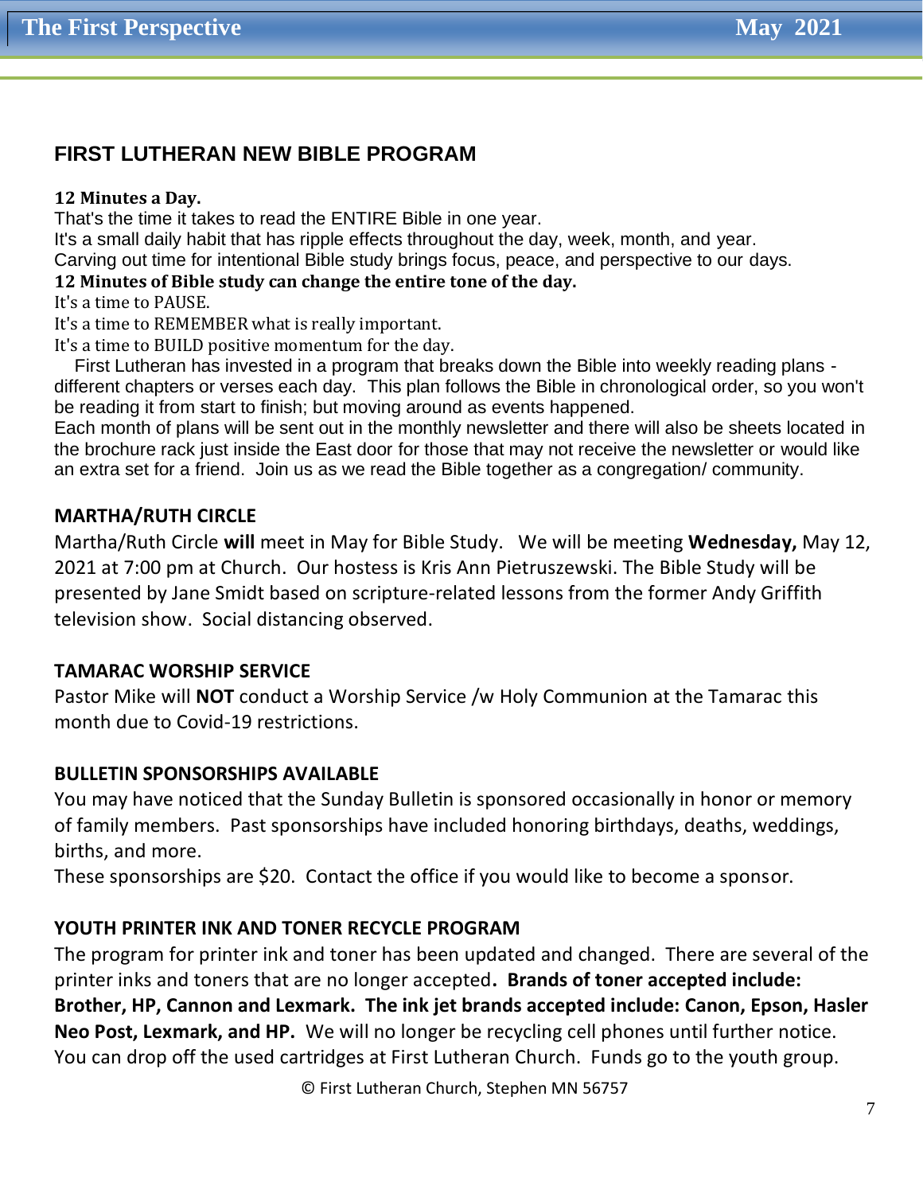## FIRST LUTHERAN NEW BIBLE PROGRAM

**12 Minutes a Day.**
That's the time it takes to read the ENTIRE Bible in one year.
It's a small daily habit that has ripple effects throughout the day, week, month, and year.
Carving out time for intentional Bible study brings focus, peace, and perspective to our days.
**12 Minutes of Bible study can change the entire tone of the day.**
It's a time to PAUSE.
It's a time to REMEMBER what is really important.
It's a time to BUILD positive momentum for the day.

First Lutheran has invested in a program that breaks down the Bible into weekly reading plans - different chapters or verses each day. This plan follows the Bible in chronological order, so you won't be reading it from start to finish; but moving around as events happened.
Each month of plans will be sent out in the monthly newsletter and there will also be sheets located in the brochure rack just inside the East door for those that may not receive the newsletter or would like an extra set for a friend. Join us as we read the Bible together as a congregation/ community.

### MARTHA/RUTH CIRCLE

Martha/Ruth Circle **will** meet in May for Bible Study. We will be meeting **Wednesday,** May 12, 2021 at 7:00 pm at Church. Our hostess is Kris Ann Pietruszewski. The Bible Study will be presented by Jane Smidt based on scripture-related lessons from the former Andy Griffith television show. Social distancing observed.

### TAMARAC WORSHIP SERVICE

Pastor Mike will **NOT** conduct a Worship Service /w Holy Communion at the Tamarac this month due to Covid-19 restrictions.

### BULLETIN SPONSORSHIPS AVAILABLE

You may have noticed that the Sunday Bulletin is sponsored occasionally in honor or memory of family members. Past sponsorships have included honoring birthdays, deaths, weddings, births, and more.
These sponsorships are $20. Contact the office if you would like to become a sponsor.

### YOUTH PRINTER INK AND TONER RECYCLE PROGRAM

The program for printer ink and toner has been updated and changed. There are several of the printer inks and toners that are no longer accepted**. Brands of toner accepted include: Brother, HP, Cannon and Lexmark. The ink jet brands accepted include: Canon, Epson, Hasler Neo Post, Lexmark, and HP.** We will no longer be recycling cell phones until further notice. You can drop off the used cartridges at First Lutheran Church. Funds go to the youth group.

© First Lutheran Church, Stephen MN 56757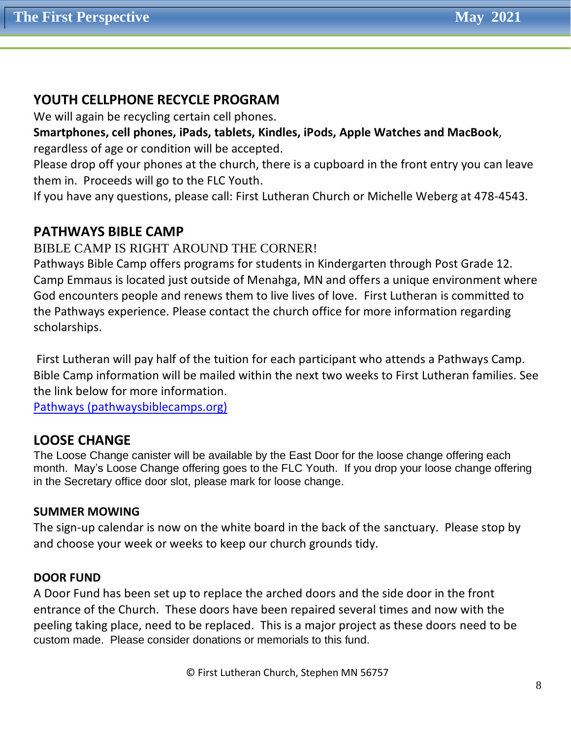## YOUTH CELLPHONE RECYCLE PROGRAM

We will again be recycling certain cell phones.

**Smartphones, cell phones, iPads, tablets, Kindles, iPods, Apple Watches and MacBook**, regardless of age or condition will be accepted.

Please drop off your phones at the church, there is a cupboard in the front entry you can leave them in. Proceeds will go to the FLC Youth.

If you have any questions, please call: First Lutheran Church or Michelle Weberg at 478-4543.

## PATHWAYS BIBLE CAMP

BIBLE CAMP IS RIGHT AROUND THE CORNER!

Pathways Bible Camp offers programs for students in Kindergarten through Post Grade 12. Camp Emmaus is located just outside of Menahga, MN and offers a unique environment where God encounters people and renews them to live lives of love. First Lutheran is committed to the Pathways experience. Please contact the church office for more information regarding scholarships.

First Lutheran will pay half of the tuition for each participant who attends a Pathways Camp. Bible Camp information will be mailed within the next two weeks to First Lutheran families. See the link below for more information.

[Pathways (pathwaysbiblecamps.org)](pathwaysbiblecamps.org)

## LOOSE CHANGE

The Loose Change canister will be available by the East Door for the loose change offering each month. May's Loose Change offering goes to the FLC Youth. If you drop your loose change offering in the Secretary office door slot, please mark for loose change.

### SUMMER MOWING

The sign-up calendar is now on the white board in the back of the sanctuary. Please stop by and choose your week or weeks to keep our church grounds tidy.

### DOOR FUND

A Door Fund has been set up to replace the arched doors and the side door in the front entrance of the Church. These doors have been repaired several times and now with the peeling taking place, need to be replaced. This is a major project as these doors need to be custom made. Please consider donations or memorials to this fund.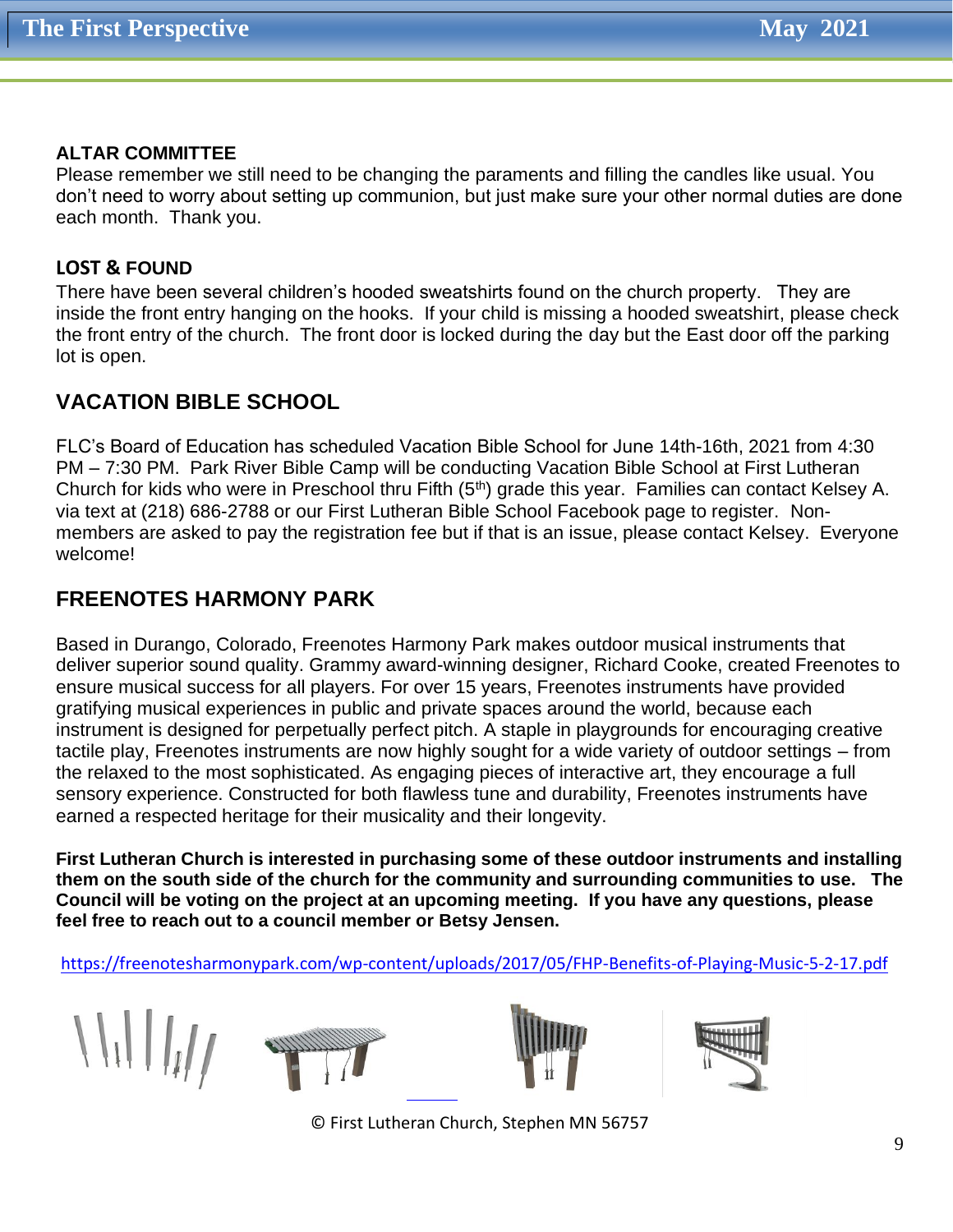**ALTAR COMMITTEE**

Please remember we still need to be changing the paraments and filling the candles like usual. You don't need to worry about setting up communion, but just make sure your other normal duties are done each month. Thank you.

**LOST & FOUND**

There have been several children's hooded sweatshirts found on the church property. They are inside the front entry hanging on the hooks. If your child is missing a hooded sweatshirt, please check the front entry of the church. The front door is locked during the day but the East door off the parking lot is open.

## VACATION BIBLE SCHOOL

FLC's Board of Education has scheduled Vacation Bible School for June 14th-16th, 2021 from 4:30 PM – 7:30 PM. Park River Bible Camp will be conducting Vacation Bible School at First Lutheran Church for kids who were in Preschool thru Fifth (5th) grade this year. Families can contact Kelsey A. via text at (218) 686-2788 or our First Lutheran Bible School Facebook page to register. Non-members are asked to pay the registration fee but if that is an issue, please contact Kelsey. Everyone welcome!

## FREENOTES HARMONY PARK

Based in Durango, Colorado, Freenotes Harmony Park makes outdoor musical instruments that deliver superior sound quality. Grammy award-winning designer, Richard Cooke, created Freenotes to ensure musical success for all players. For over 15 years, Freenotes instruments have provided gratifying musical experiences in public and private spaces around the world, because each instrument is designed for perpetually perfect pitch. A staple in playgrounds for encouraging creative tactile play, Freenotes instruments are now highly sought for a wide variety of outdoor settings – from the relaxed to the most sophisticated. As engaging pieces of interactive art, they encourage a full sensory experience. Constructed for both flawless tune and durability, Freenotes instruments have earned a respected heritage for their musicality and their longevity.

**First Lutheran Church is interested in purchasing some of these outdoor instruments and installing them on the south side of the church for the community and surrounding communities to use. The Council will be voting on the project at an upcoming meeting. If you have any questions, please feel free to reach out to a council member or Betsy Jensen.**

https://freenotesharmonypark.com/wp-content/uploads/2017/05/FHP-Benefits-of-Playing-Music-5-2-17.pdf

© First Lutheran Church, Stephen MN 56757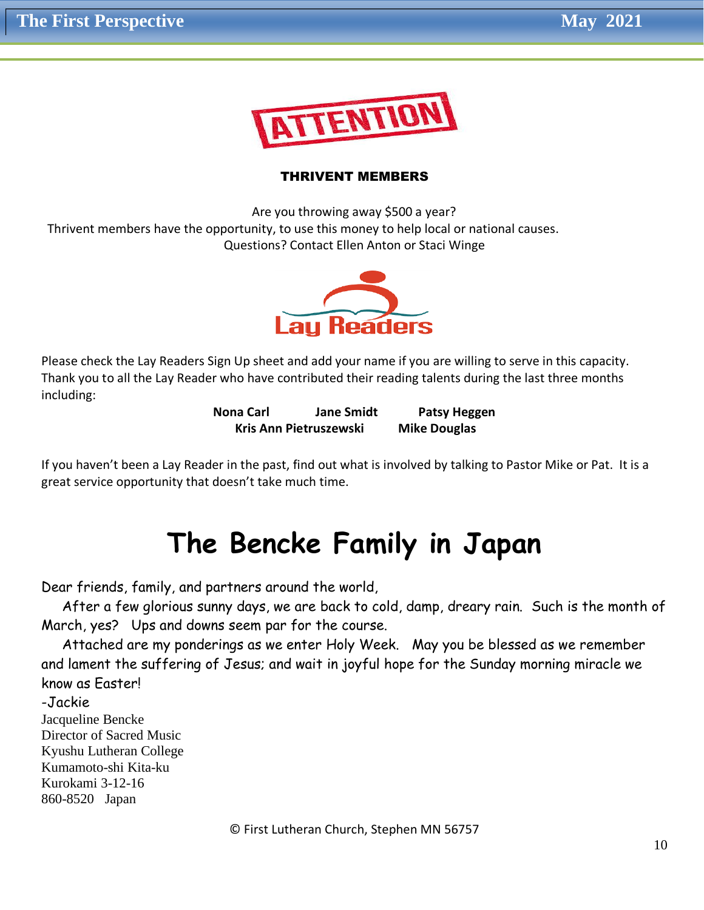ATTENTION

**THRIVENT MEMBERS**

Are you throwing away $500 a year?
Thrivent members have the opportunity, to use this money to help local or national causes.
Questions? Contact Ellen Anton or Staci Winge

Lay Readers

Please check the Lay Readers Sign Up sheet and add your name if you are willing to serve in this capacity. Thank you to all the Lay Reader who have contributed their reading talents during the last three months including:

**Nona Carl** **Jane Smidt** **Patsy Heggen**
**Kris Ann Pietruszewski** **Mike Douglas**

If you haven't been a Lay Reader in the past, find out what is involved by talking to Pastor Mike or Pat. It is a great service opportunity that doesn't take much time.

# The Bencke Family in Japan

Dear friends, family, and partners around the world,

After a few glorious sunny days, we are back to cold, damp, dreary rain. Such is the month of March, yes? Ups and downs seem par for the course.

Attached are my ponderings as we enter Holy Week. May you be blessed as we remember and lament the suffering of Jesus; and wait in joyful hope for the Sunday morning miracle we know as Easter!

-Jackie

Jacqueline Bencke
Director of Sacred Music
Kyushu Lutheran College
Kumamoto-shi Kita-ku
Kurokami 3-12-16
860-8520 Japan

© First Lutheran Church, Stephen MN 56757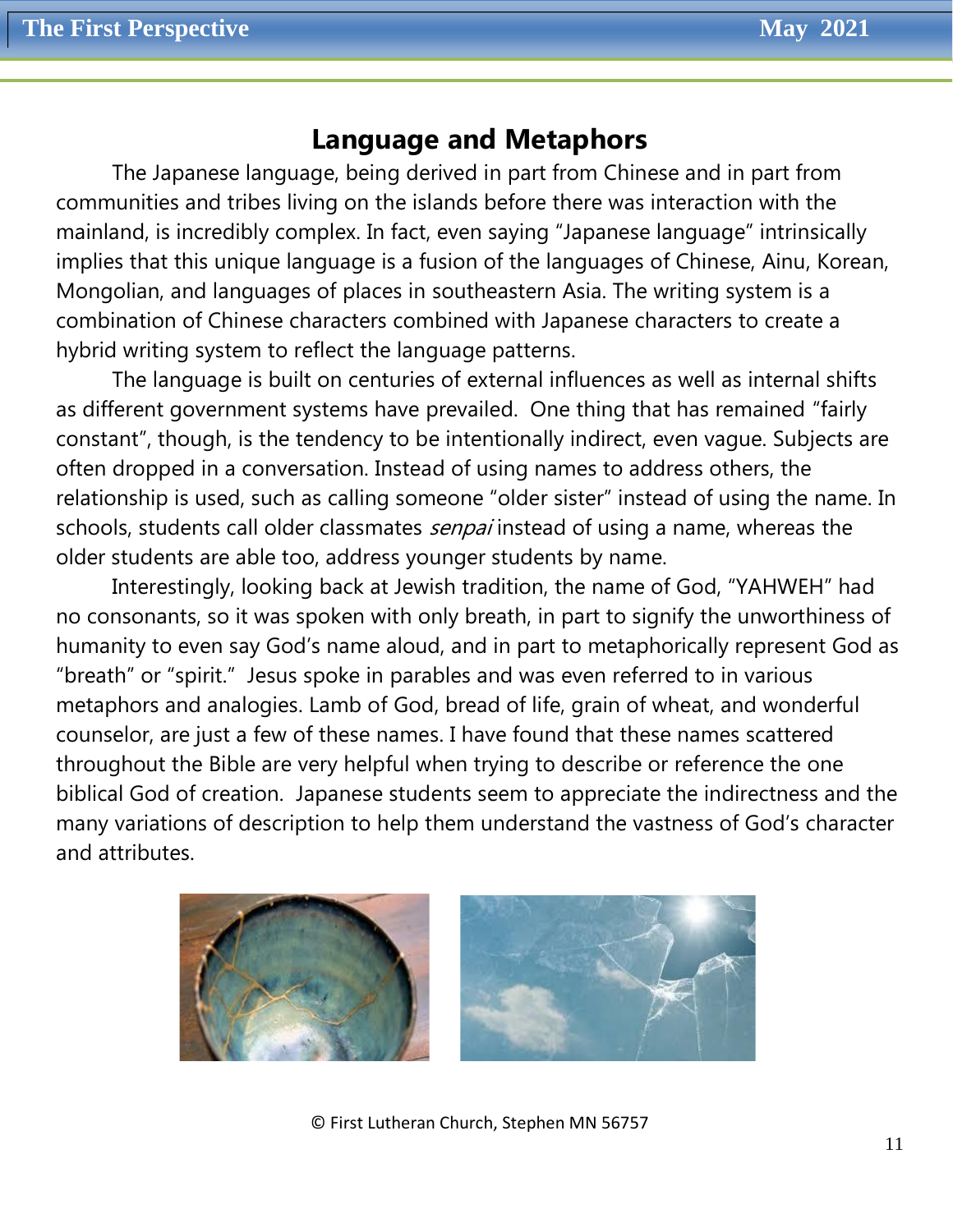## Language and Metaphors

The Japanese language, being derived in part from Chinese and in part from communities and tribes living on the islands before there was interaction with the mainland, is incredibly complex. In fact, even saying "Japanese language" intrinsically implies that this unique language is a fusion of the languages of Chinese, Ainu, Korean, Mongolian, and languages of places in southeastern Asia. The writing system is a combination of Chinese characters combined with Japanese characters to create a hybrid writing system to reflect the language patterns.

The language is built on centuries of external influences as well as internal shifts as different government systems have prevailed. One thing that has remained "fairly constant", though, is the tendency to be intentionally indirect, even vague. Subjects are often dropped in a conversation. Instead of using names to address others, the relationship is used, such as calling someone "older sister" instead of using the name. In schools, students call older classmates *senpai* instead of using a name, whereas the older students are able too, address younger students by name.

Interestingly, looking back at Jewish tradition, the name of God, "YAHWEH" had no consonants, so it was spoken with only breath, in part to signify the unworthiness of humanity to even say God's name aloud, and in part to metaphorically represent God as "breath" or "spirit." Jesus spoke in parables and was even referred to in various metaphors and analogies. Lamb of God, bread of life, grain of wheat, and wonderful counselor, are just a few of these names. I have found that these names scattered throughout the Bible are very helpful when trying to describe or reference the one biblical God of creation. Japanese students seem to appreciate the indirectness and the many variations of description to help them understand the vastness of God's character and attributes.

© First Lutheran Church, Stephen MN 56757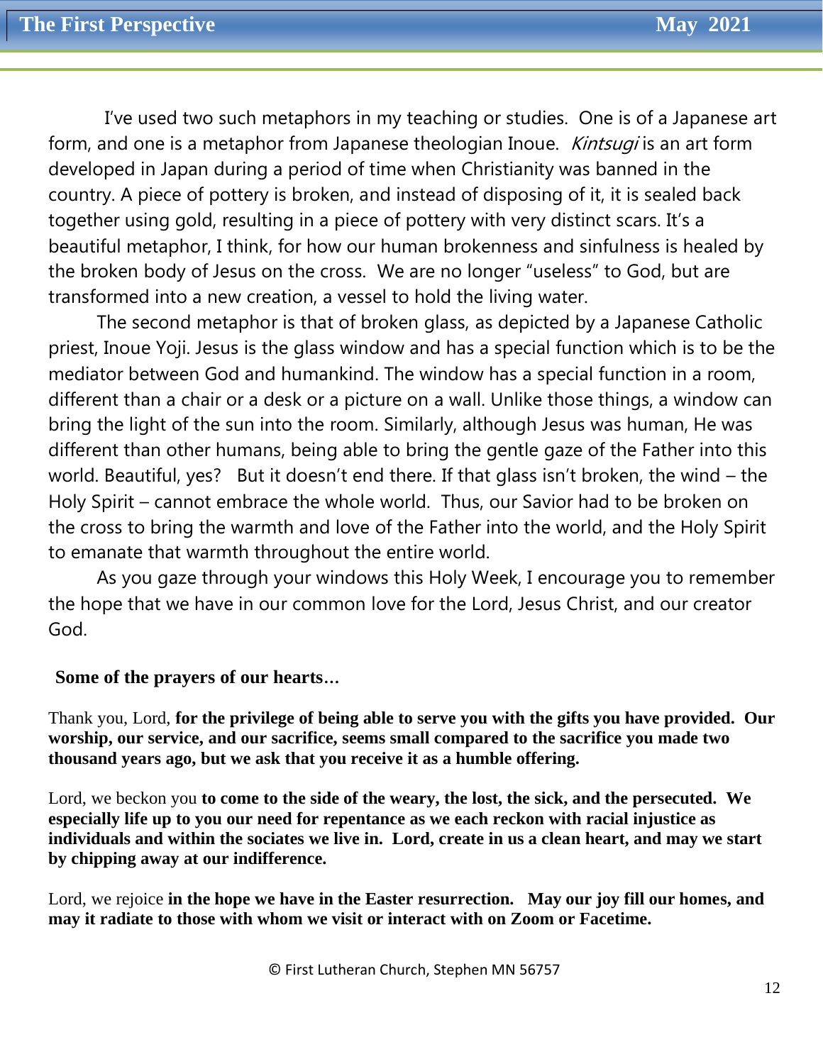I've used two such metaphors in my teaching or studies. One is of a Japanese art form, and one is a metaphor from Japanese theologian Inoue. *Kintsugi* is an art form developed in Japan during a period of time when Christianity was banned in the country. A piece of pottery is broken, and instead of disposing of it, it is sealed back together using gold, resulting in a piece of pottery with very distinct scars. It's a beautiful metaphor, I think, for how our human brokenness and sinfulness is healed by the broken body of Jesus on the cross. We are no longer "useless" to God, but are transformed into a new creation, a vessel to hold the living water.

The second metaphor is that of broken glass, as depicted by a Japanese Catholic priest, Inoue Yoji. Jesus is the glass window and has a special function which is to be the mediator between God and humankind. The window has a special function in a room, different than a chair or a desk or a picture on a wall. Unlike those things, a window can bring the light of the sun into the room. Similarly, although Jesus was human, He was different than other humans, being able to bring the gentle gaze of the Father into this world. Beautiful, yes? But it doesn't end there. If that glass isn't broken, the wind – the Holy Spirit – cannot embrace the whole world. Thus, our Savior had to be broken on the cross to bring the warmth and love of the Father into the world, and the Holy Spirit to emanate that warmth throughout the entire world.

As you gaze through your windows this Holy Week, I encourage you to remember the hope that we have in our common love for the Lord, Jesus Christ, and our creator God.

**Some of the prayers of our hearts…**

Thank you, Lord, **for the privilege of being able to serve you with the gifts you have provided. Our worship, our service, and our sacrifice, seems small compared to the sacrifice you made two thousand years ago, but we ask that you receive it as a humble offering.**

Lord, we beckon you **to come to the side of the weary, the lost, the sick, and the persecuted. We especially life up to you our need for repentance as we each reckon with racial injustice as individuals and within the sociates we live in. Lord, create in us a clean heart, and may we start by chipping away at our indifference.**

Lord, we rejoice **in the hope we have in the Easter resurrection. May our joy fill our homes, and may it radiate to those with whom we visit or interact with on Zoom or Facetime.**

© First Lutheran Church, Stephen MN 56757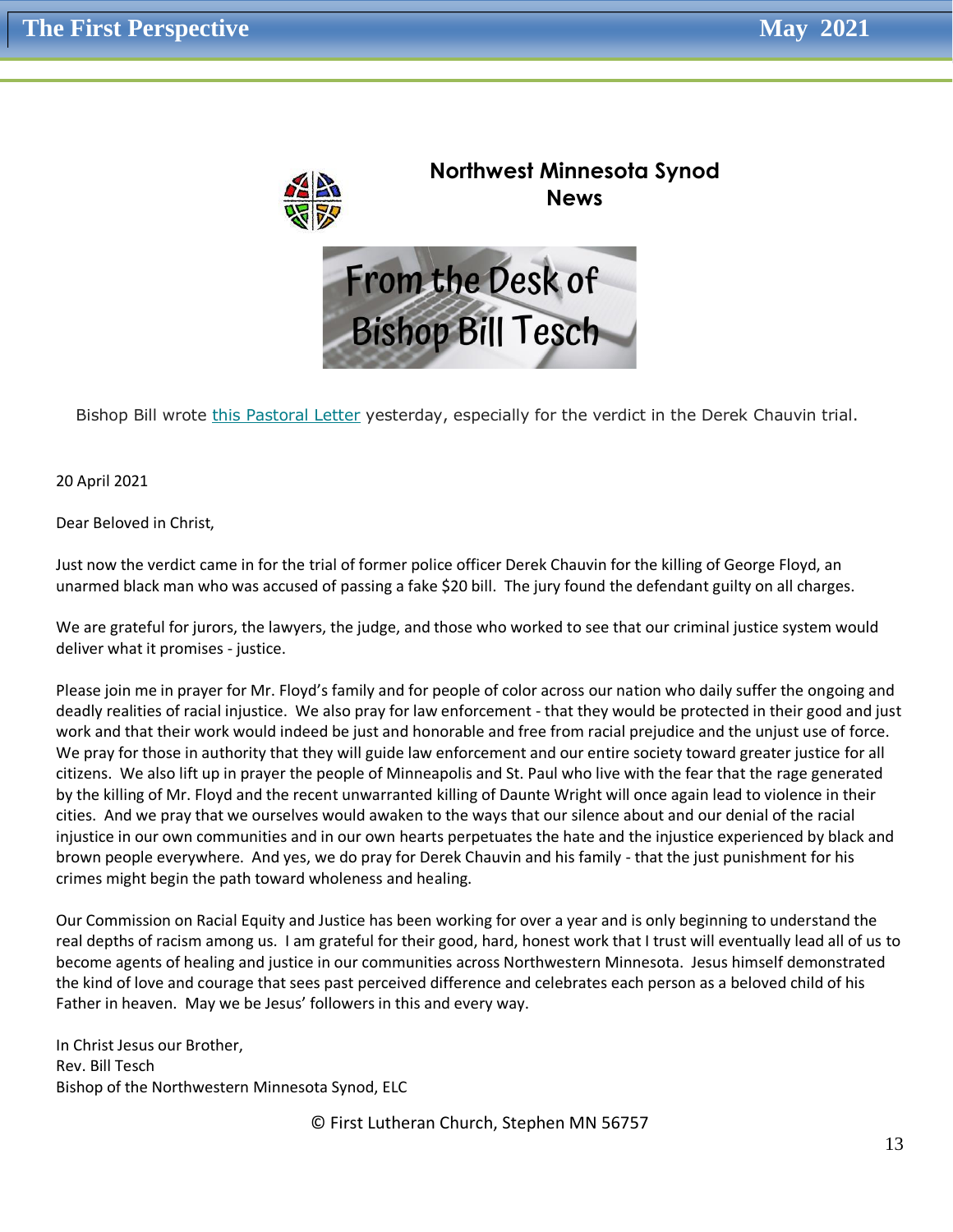## Northwest Minnesota Synod News

### From the Desk of Bishop Bill Tesch

Bishop Bill wrote [this Pastoral Letter] yesterday, especially for the verdict in the Derek Chauvin trial.

20 April 2021

Dear Beloved in Christ,

Just now the verdict came in for the trial of former police officer Derek Chauvin for the killing of George Floyd, an unarmed black man who was accused of passing a fake $20 bill. The jury found the defendant guilty on all charges.

We are grateful for jurors, the lawyers, the judge, and those who worked to see that our criminal justice system would deliver what it promises - justice.

Please join me in prayer for Mr. Floyd's family and for people of color across our nation who daily suffer the ongoing and deadly realities of racial injustice. We also pray for law enforcement - that they would be protected in their good and just work and that their work would indeed be just and honorable and free from racial prejudice and the unjust use of force. We pray for those in authority that they will guide law enforcement and our entire society toward greater justice for all citizens. We also lift up in prayer the people of Minneapolis and St. Paul who live with the fear that the rage generated by the killing of Mr. Floyd and the recent unwarranted killing of Daunte Wright will once again lead to violence in their cities. And we pray that we ourselves would awaken to the ways that our silence about and our denial of the racial injustice in our own communities and in our own hearts perpetuates the hate and the injustice experienced by black and brown people everywhere. And yes, we do pray for Derek Chauvin and his family - that the just punishment for his crimes might begin the path toward wholeness and healing.

Our Commission on Racial Equity and Justice has been working for over a year and is only beginning to understand the real depths of racism among us. I am grateful for their good, hard, honest work that I trust will eventually lead all of us to become agents of healing and justice in our communities across Northwestern Minnesota. Jesus himself demonstrated the kind of love and courage that sees past perceived difference and celebrates each person as a beloved child of his Father in heaven. May we be Jesus' followers in this and every way.

In Christ Jesus our Brother,  
Rev. Bill Tesch  
Bishop of the Northwestern Minnesota Synod, ELC

© First Lutheran Church, Stephen MN 56757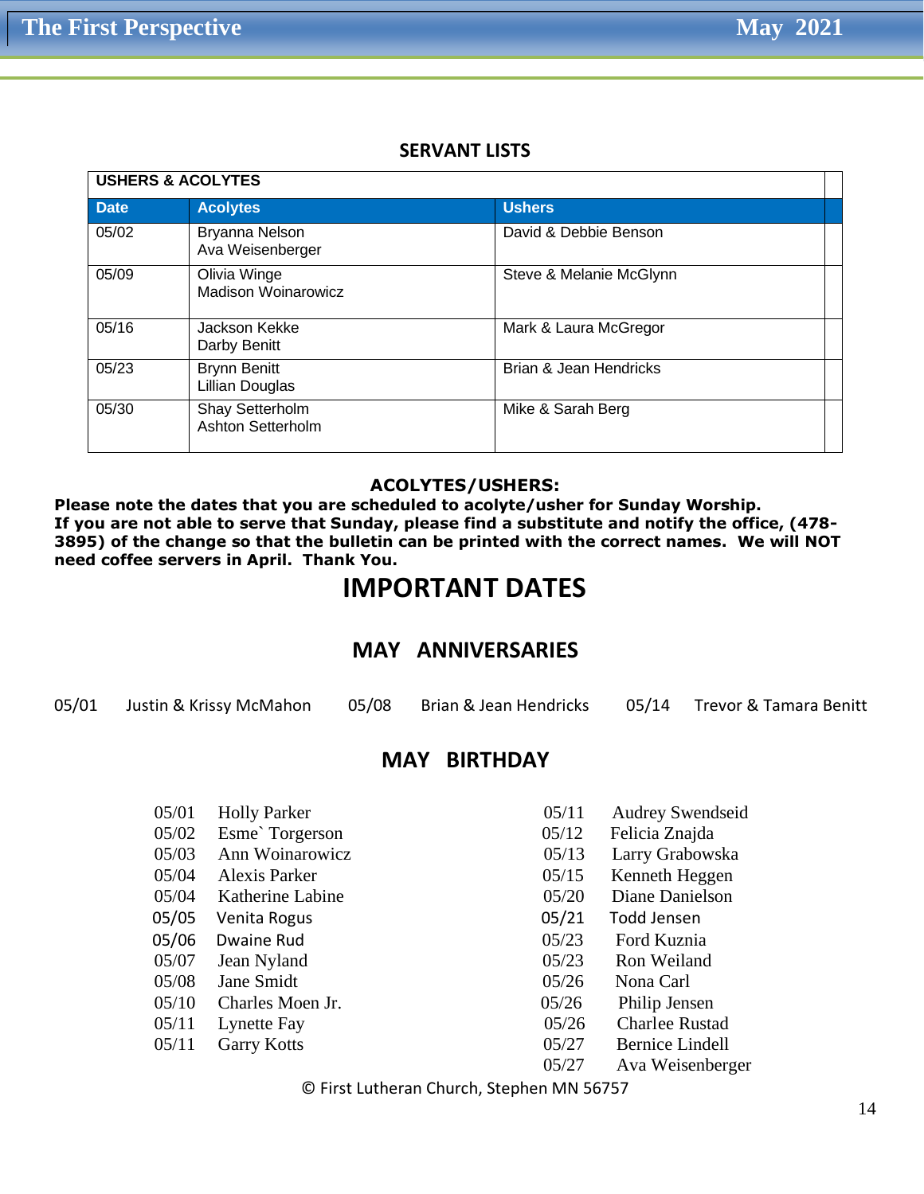## SERVANT LISTS

| USHERS & ACOLYTES | | |
|---|---|---|
| **Date** | **Acolytes** | **Ushers** |
| 05/02 | Bryanna Nelson<br>Ava Weisenberger | David & Debbie Benson |
| 05/09 | Olivia Winge<br>Madison Woinarowicz | Steve & Melanie McGlynn |
| 05/16 | Jackson Kekke<br>Darby Benitt | Mark & Laura McGregor |
| 05/23 | Brynn Benitt<br>Lillian Douglas | Brian & Jean Hendricks |
| 05/30 | Shay Setterholm<br>Ashton Setterholm | Mike & Sarah Berg |

**ACOLYTES/USHERS:**

**Please note the dates that you are scheduled to acolyte/usher for Sunday Worship. If you are not able to serve that Sunday, please find a substitute and notify the office, (478-3895) of the change so that the bulletin can be printed with the correct names. We will NOT need coffee servers in April. Thank You.**

# IMPORTANT DATES

## MAY ANNIVERSARIES

05/01 Justin & Krissy McMahon
05/08 Brian & Jean Hendricks
05/14 Trevor & Tamara Benitt

## MAY BIRTHDAY

05/01 Holly Parker
05/02 Esme` Torgerson
05/03 Ann Woinarowicz
05/04 Alexis Parker
05/04 Katherine Labine
05/05 Venita Rogus
05/06 Dwaine Rud
05/07 Jean Nyland
05/08 Jane Smidt
05/10 Charles Moen Jr.
05/11 Lynette Fay
05/11 Garry Kotts
05/11 Audrey Swendseid
05/12 Felicia Znajda
05/13 Larry Grabowska
05/15 Kenneth Heggen
05/20 Diane Danielson
05/21 Todd Jensen
05/23 Ford Kuznia
05/23 Ron Weiland
05/26 Nona Carl
05/26 Philip Jensen
05/26 Charlee Rustad
05/27 Bernice Lindell
05/27 Ava Weisenberger

© First Lutheran Church, Stephen MN 56757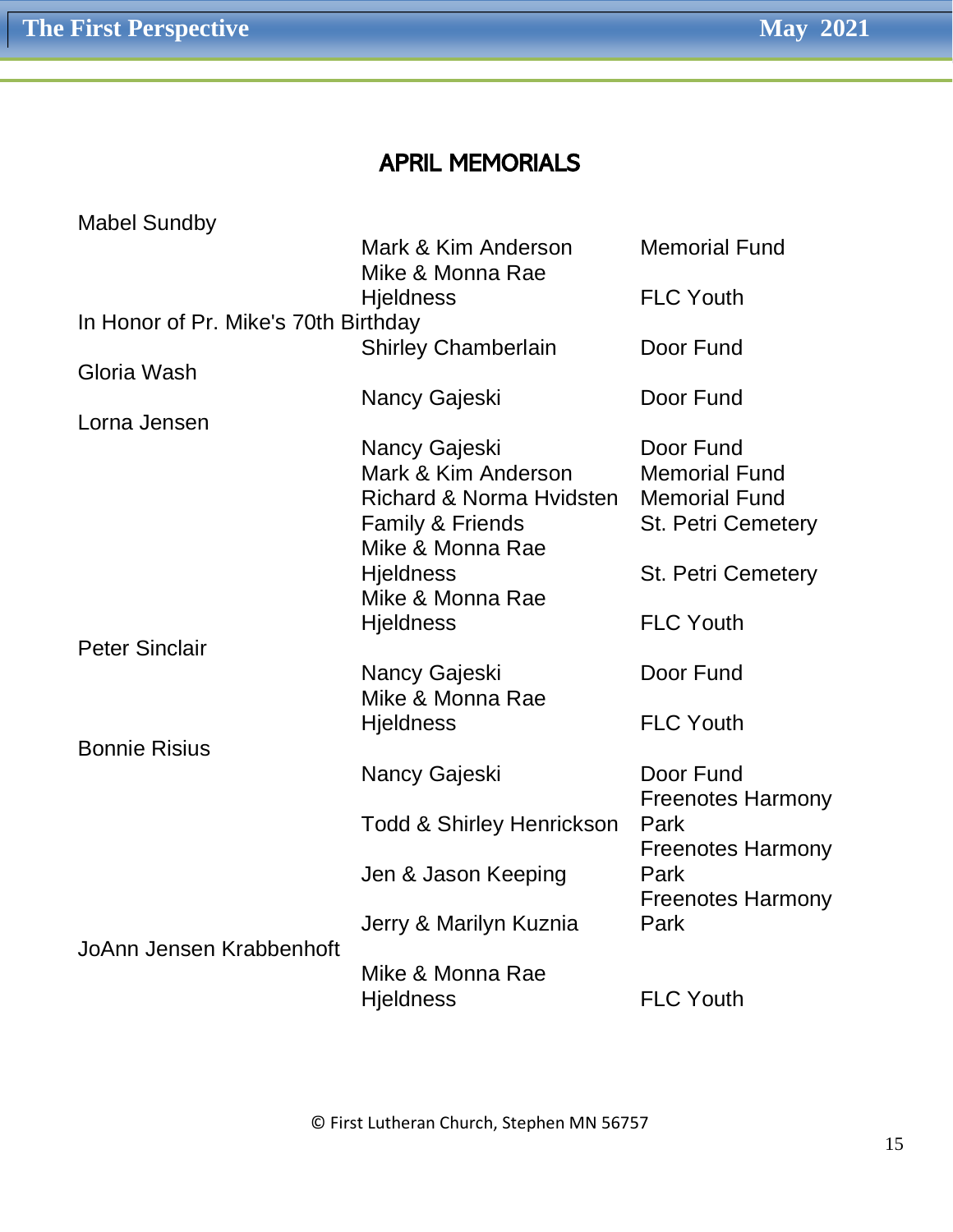## APRIL MEMORIALS

| In Memory/Honor of | Donor | Designation |
|---|---|---|
| Mabel Sundby | | |
| | Mark & Kim Anderson | Memorial Fund |
| | Mike & Monna Rae Hjeldness | FLC Youth |
| In Honor of Pr. Mike's 70th Birthday | | |
| | Shirley Chamberlain | Door Fund |
| Gloria Wash | | |
| | Nancy Gajeski | Door Fund |
| Lorna Jensen | | |
| | Nancy Gajeski | Door Fund |
| | Mark & Kim Anderson | Memorial Fund |
| | Richard & Norma Hvidsten | Memorial Fund |
| | Family & Friends | St. Petri Cemetery |
| | Mike & Monna Rae Hjeldness | St. Petri Cemetery |
| | Mike & Monna Rae Hjeldness | FLC Youth |
| Peter Sinclair | | |
| | Nancy Gajeski | Door Fund |
| | Mike & Monna Rae Hjeldness | FLC Youth |
| Bonnie Risius | | |
| | Nancy Gajeski | Door Fund |
| | Todd & Shirley Henrickson | Freenotes Harmony Park |
| | Jen & Jason Keeping | Freenotes Harmony Park |
| | Jerry & Marilyn Kuznia | Freenotes Harmony Park |
| JoAnn Jensen Krabbenhoft | | |
| | Mike & Monna Rae Hjeldness | FLC Youth |

© First Lutheran Church, Stephen MN 56757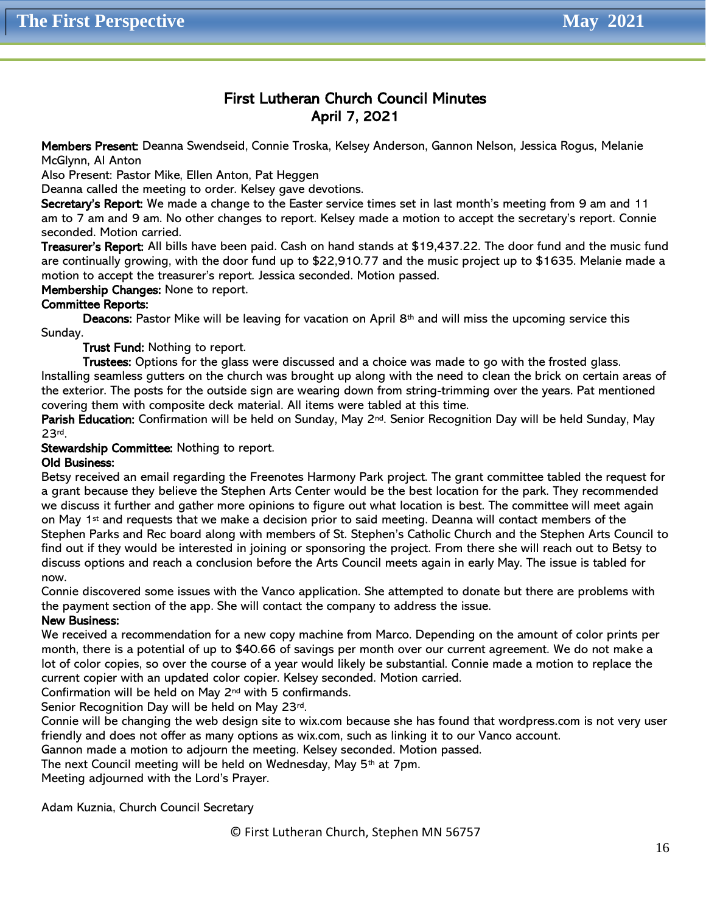# First Lutheran Church Council Minutes
## April 7, 2021

**Members Present:** Deanna Swendseid, Connie Troska, Kelsey Anderson, Gannon Nelson, Jessica Rogus, Melanie McGlynn, Al Anton

Also Present: Pastor Mike, Ellen Anton, Pat Heggen

Deanna called the meeting to order. Kelsey gave devotions.

**Secretary's Report:** We made a change to the Easter service times set in last month's meeting from 9 am and 11 am to 7 am and 9 am. No other changes to report. Kelsey made a motion to accept the secretary's report. Connie seconded. Motion carried.

**Treasurer's Report:** All bills have been paid. Cash on hand stands at $19,437.22. The door fund and the music fund are continually growing, with the door fund up to $22,910.77 and the music project up to $1635. Melanie made a motion to accept the treasurer's report. Jessica seconded. Motion passed.

**Membership Changes:** None to report.

**Committee Reports:**

**Deacons:** Pastor Mike will be leaving for vacation on April 8th and will miss the upcoming service this Sunday.

**Trust Fund:** Nothing to report.

**Trustees:** Options for the glass were discussed and a choice was made to go with the frosted glass. Installing seamless gutters on the church was brought up along with the need to clean the brick on certain areas of the exterior. The posts for the outside sign are wearing down from string-trimming over the years. Pat mentioned covering them with composite deck material. All items were tabled at this time.

**Parish Education:** Confirmation will be held on Sunday, May 2nd. Senior Recognition Day will be held Sunday, May 23rd.

**Stewardship Committee:** Nothing to report.

**Old Business:**

Betsy received an email regarding the Freenotes Harmony Park project. The grant committee tabled the request for a grant because they believe the Stephen Arts Center would be the best location for the park. They recommended we discuss it further and gather more opinions to figure out what location is best. The committee will meet again on May 1st and requests that we make a decision prior to said meeting. Deanna will contact members of the Stephen Parks and Rec board along with members of St. Stephen's Catholic Church and the Stephen Arts Council to find out if they would be interested in joining or sponsoring the project. From there she will reach out to Betsy to discuss options and reach a conclusion before the Arts Council meets again in early May. The issue is tabled for now.

Connie discovered some issues with the Vanco application. She attempted to donate but there are problems with the payment section of the app. She will contact the company to address the issue.

**New Business:**

We received a recommendation for a new copy machine from Marco. Depending on the amount of color prints per month, there is a potential of up to $40.66 of savings per month over our current agreement. We do not make a lot of color copies, so over the course of a year would likely be substantial. Connie made a motion to replace the current copier with an updated color copier. Kelsey seconded. Motion carried.

Confirmation will be held on May 2nd with 5 confirmands.

Senior Recognition Day will be held on May 23rd.

Connie will be changing the web design site to wix.com because she has found that wordpress.com is not very user friendly and does not offer as many options as wix.com, such as linking it to our Vanco account.

Gannon made a motion to adjourn the meeting. Kelsey seconded. Motion passed.

The next Council meeting will be held on Wednesday, May 5th at 7pm.

Meeting adjourned with the Lord's Prayer.

Adam Kuznia, Church Council Secretary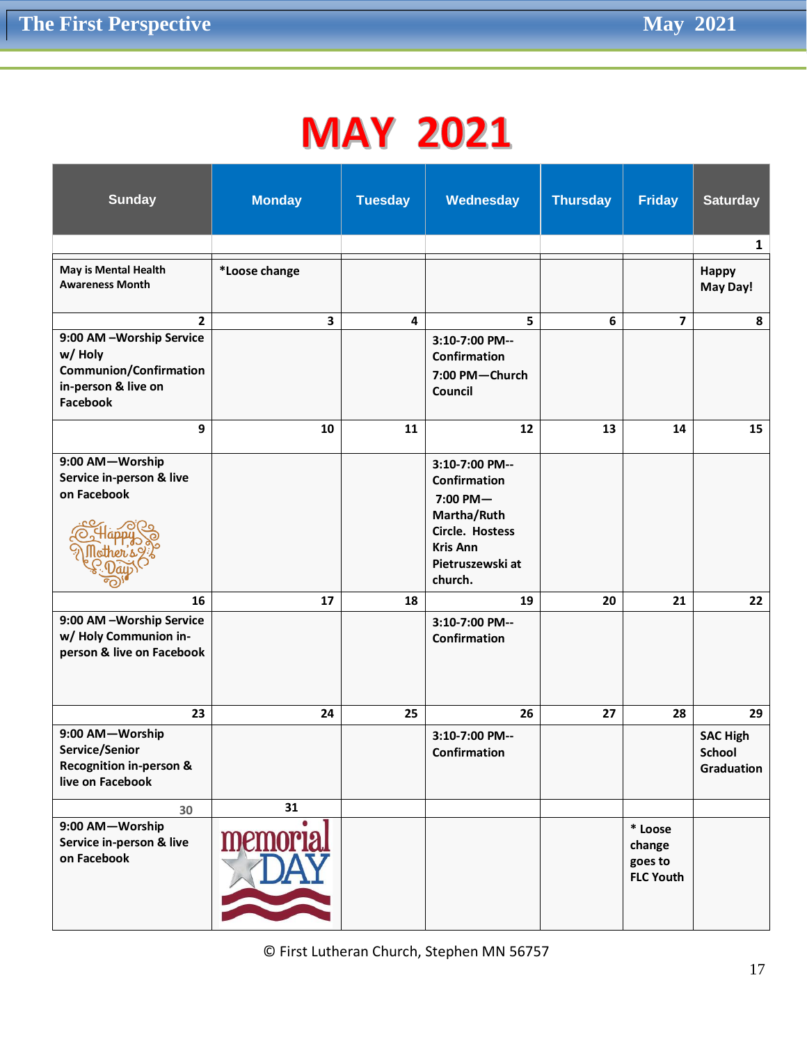# MAY 2021

| Sunday | Monday | Tuesday | Wednesday | Thursday | Friday | Saturday |
|---|---|---|---|---|---|---|
| | | | | | | 1 |
| May is Mental Health Awareness Month | *Loose change | | | | | Happy May Day! |
| 2 | 3 | 4 | 5 | 6 | 7 | 8 |
| 9:00 AM –Worship Service w/ Holy Communion/Confirmation in-person & live on Facebook | | | 3:10-7:00 PM--Confirmation<br>7:00 PM—Church Council | | | |
| 9 | 10 | 11 | 12 | 13 | 14 | 15 |
| 9:00 AM—Worship Service in-person & live on Facebook<br>Happy Mother's Day | | | 3:10-7:00 PM--Confirmation<br>7:00 PM—Martha/Ruth Circle. Hostess Kris Ann Pietruszewski at church. | | | |
| 16 | 17 | 18 | 19 | 20 | 21 | 22 |
| 9:00 AM –Worship Service w/ Holy Communion in-person & live on Facebook | | | 3:10-7:00 PM--Confirmation | | | |
| 23 | 24 | 25 | 26 | 27 | 28 | 29 |
| 9:00 AM—Worship Service/Senior Recognition in-person & live on Facebook | | | 3:10-7:00 PM--Confirmation | | | SAC High School Graduation |
| 30 | 31 | | | | | |
| 9:00 AM—Worship Service in-person & live on Facebook | memorial DAY | | | | * Loose change goes to FLC Youth | |

© First Lutheran Church, Stephen MN 56757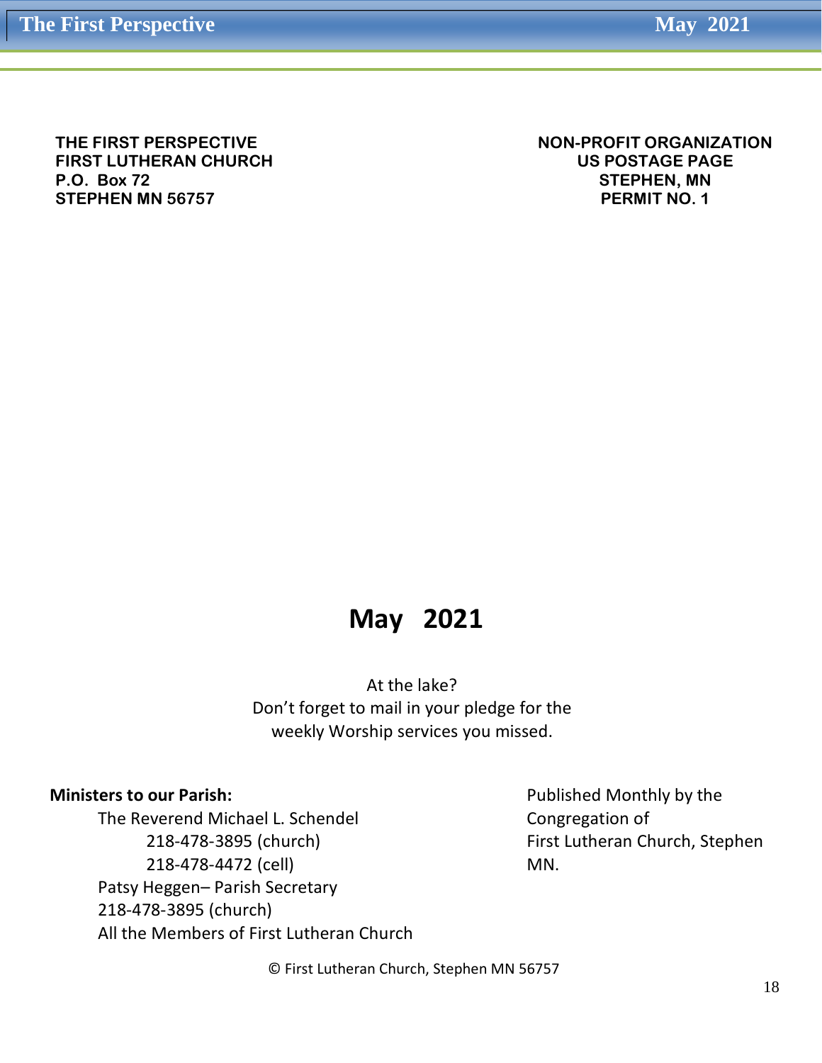**THE FIRST PERSPECTIVE**
**FIRST LUTHERAN CHURCH**
**P.O. Box 72**
**STEPHEN MN 56757**

**NON-PROFIT ORGANIZATION**
**US POSTAGE PAGE**
**STEPHEN, MN**
**PERMIT NO. 1**

# May 2021

At the lake?
Don't forget to mail in your pledge for the
weekly Worship services you missed.

**Ministers to our Parish:**

The Reverend Michael L. Schendel
218-478-3895 (church)
218-478-4472 (cell)
Patsy Heggen– Parish Secretary
218-478-3895 (church)
All the Members of First Lutheran Church

Published Monthly by the Congregation of First Lutheran Church, Stephen MN.

© First Lutheran Church, Stephen MN 56757